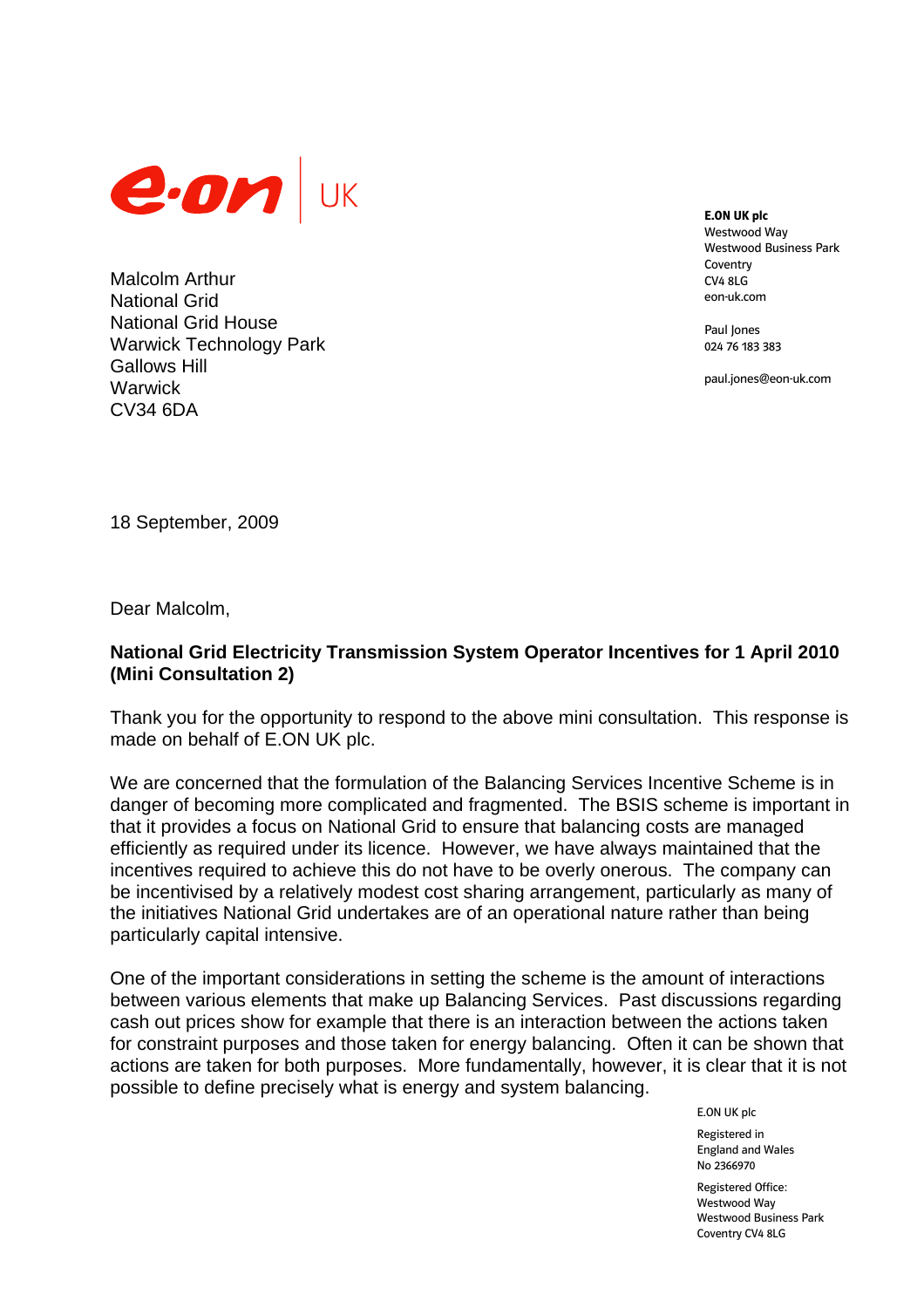E.ON UK

**E.ON UK plc**
Westwood Way
Westwood Business Park
Coventry
CV4 8LG
eon-uk.com

Paul Jones
024 76 183 383

paul.jones@eon-uk.com

Malcolm Arthur
National Grid
National Grid House
Warwick Technology Park
Gallows Hill
Warwick
CV34 6DA

18 September, 2009

Dear Malcolm,

**National Grid Electricity Transmission System Operator Incentives for 1 April 2010 (Mini Consultation 2)**

Thank you for the opportunity to respond to the above mini consultation. This response is made on behalf of E.ON UK plc.

We are concerned that the formulation of the Balancing Services Incentive Scheme is in danger of becoming more complicated and fragmented. The BSIS scheme is important in that it provides a focus on National Grid to ensure that balancing costs are managed efficiently as required under its licence. However, we have always maintained that the incentives required to achieve this do not have to be overly onerous. The company can be incentivised by a relatively modest cost sharing arrangement, particularly as many of the initiatives National Grid undertakes are of an operational nature rather than being particularly capital intensive.

One of the important considerations in setting the scheme is the amount of interactions between various elements that make up Balancing Services. Past discussions regarding cash out prices show for example that there is an interaction between the actions taken for constraint purposes and those taken for energy balancing. Often it can be shown that actions are taken for both purposes. More fundamentally, however, it is clear that it is not possible to define precisely what is energy and system balancing.

E.ON UK plc

Registered in
England and Wales
No 2366970

Registered Office:
Westwood Way
Westwood Business Park
Coventry CV4 8LG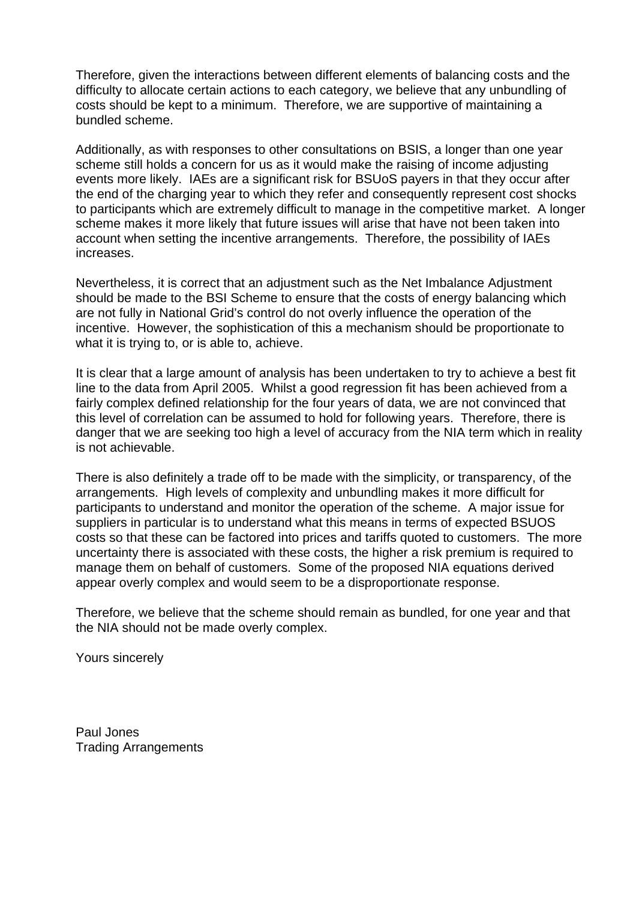Therefore, given the interactions between different elements of balancing costs and the difficulty to allocate certain actions to each category, we believe that any unbundling of costs should be kept to a minimum. Therefore, we are supportive of maintaining a bundled scheme.

Additionally, as with responses to other consultations on BSIS, a longer than one year scheme still holds a concern for us as it would make the raising of income adjusting events more likely. IAEs are a significant risk for BSUoS payers in that they occur after the end of the charging year to which they refer and consequently represent cost shocks to participants which are extremely difficult to manage in the competitive market. A longer scheme makes it more likely that future issues will arise that have not been taken into account when setting the incentive arrangements. Therefore, the possibility of IAEs increases.

Nevertheless, it is correct that an adjustment such as the Net Imbalance Adjustment should be made to the BSI Scheme to ensure that the costs of energy balancing which are not fully in National Grid's control do not overly influence the operation of the incentive. However, the sophistication of this a mechanism should be proportionate to what it is trying to, or is able to, achieve.

It is clear that a large amount of analysis has been undertaken to try to achieve a best fit line to the data from April 2005. Whilst a good regression fit has been achieved from a fairly complex defined relationship for the four years of data, we are not convinced that this level of correlation can be assumed to hold for following years. Therefore, there is danger that we are seeking too high a level of accuracy from the NIA term which in reality is not achievable.

There is also definitely a trade off to be made with the simplicity, or transparency, of the arrangements. High levels of complexity and unbundling makes it more difficult for participants to understand and monitor the operation of the scheme. A major issue for suppliers in particular is to understand what this means in terms of expected BSUOS costs so that these can be factored into prices and tariffs quoted to customers. The more uncertainty there is associated with these costs, the higher a risk premium is required to manage them on behalf of customers. Some of the proposed NIA equations derived appear overly complex and would seem to be a disproportionate response.

Therefore, we believe that the scheme should remain as bundled, for one year and that the NIA should not be made overly complex.

Yours sincerely

Paul Jones
Trading Arrangements